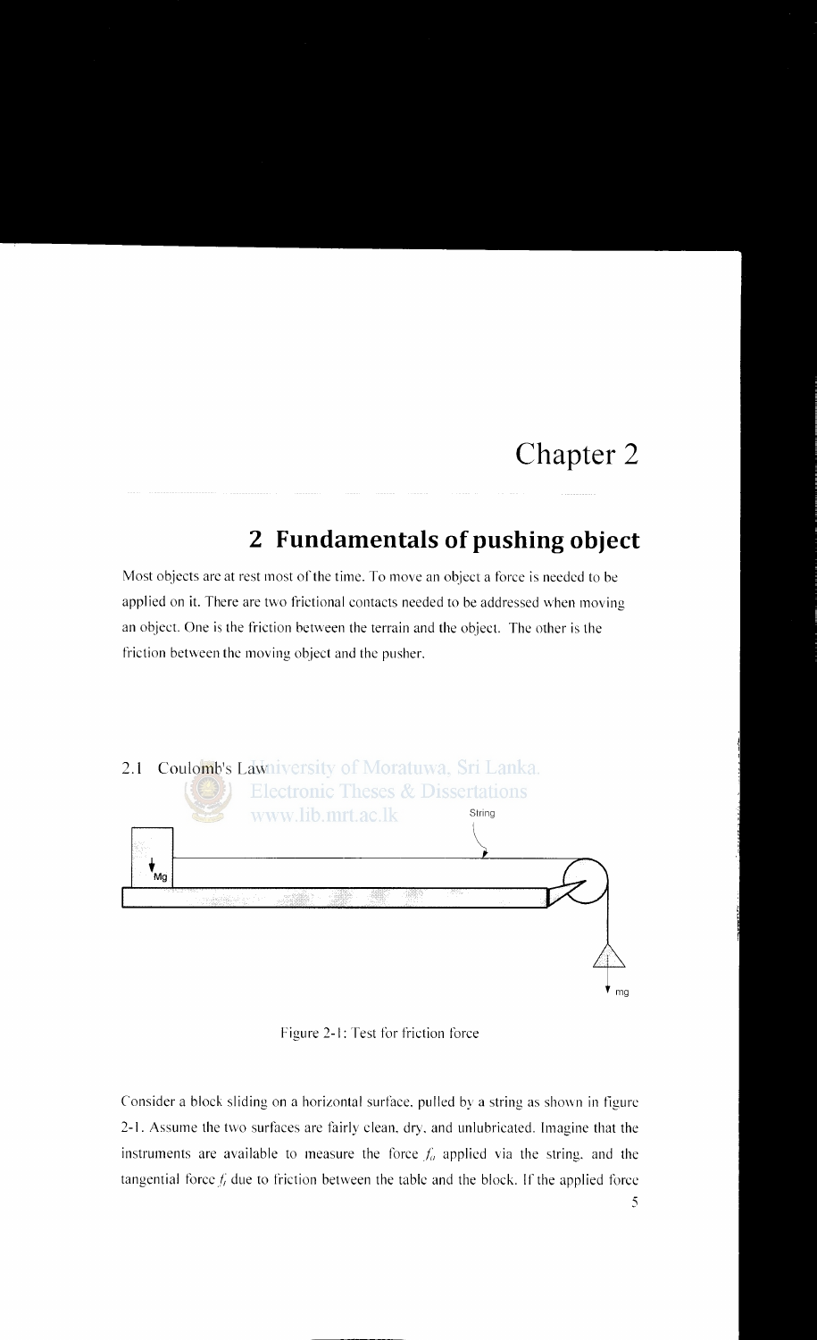# Chapter 2

## 2 Fundamentals of pushing object

Most objects are at rest most of the time. To move an object a force is needed to be applied on it. There are two frictional contacts needed to be addressed when moving an object. One is the friction between the terrain and the object. The other is the friction between the moving object and the pusher.

### 2.1 Coulomb's Law

Figure 2-1: Test for friction force

Consider a block sliding on a horizontal surface, pulled by a string as shown in figure 2-1. Assume the two surfaces are fairly clean, dry, and unlubricated. Imagine that the instruments are available to measure the force $f_a$ applied via the string, and the tangential force $f_f$ due to friction between the table and the block. If the applied force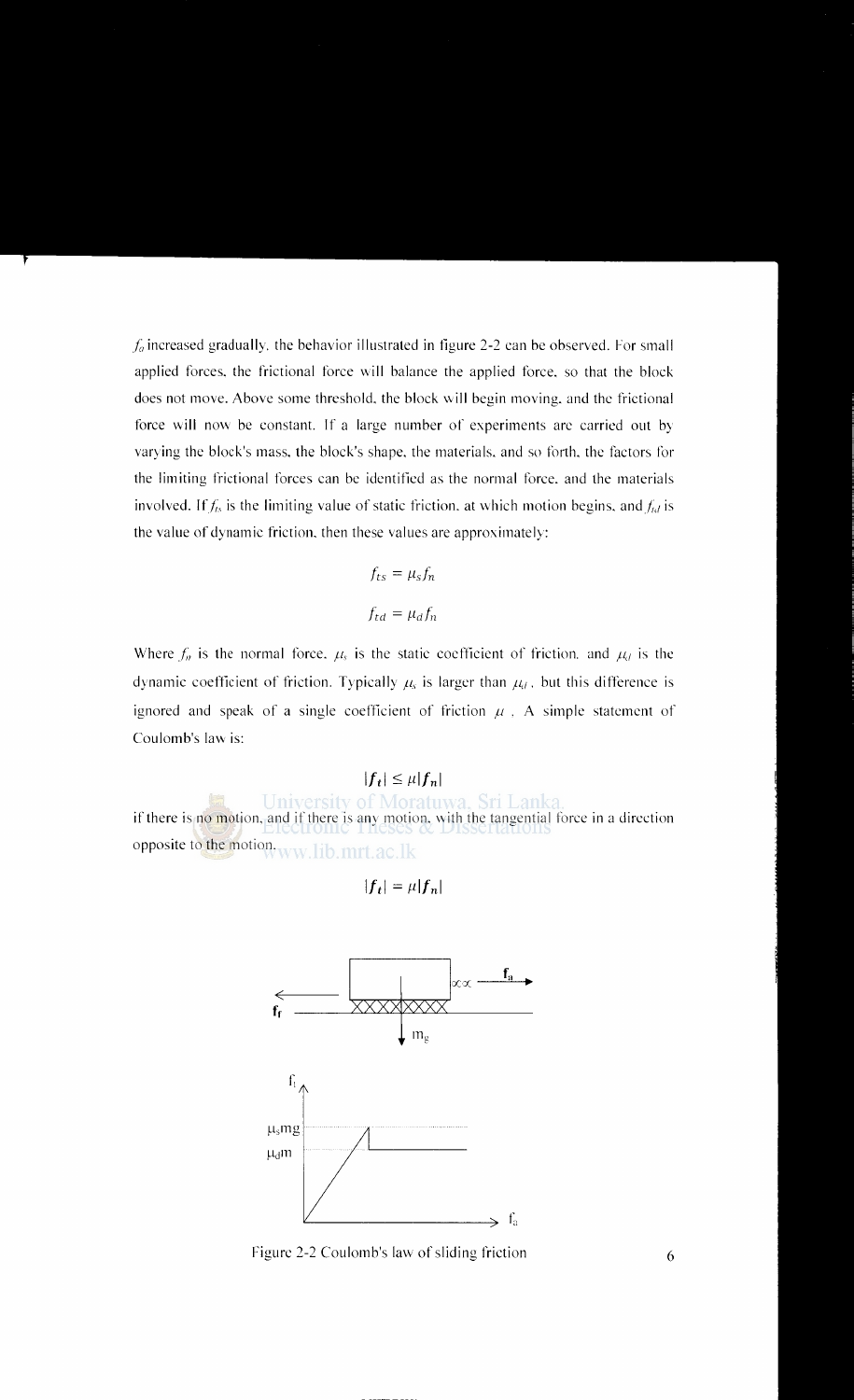$f_a$ increased gradually, the behavior illustrated in figure 2-2 can be observed. For small applied forces, the frictional force will balance the applied force, so that the block does not move. Above some threshold, the block will begin moving, and the frictional force will now be constant. If a large number of experiments are carried out by varying the block's mass, the block's shape, the materials, and so forth, the factors for the limiting frictional forces can be identified as the normal force, and the materials involved. If $f_{ts}$ is the limiting value of static friction, at which motion begins, and $f_{td}$ is the value of dynamic friction, then these values are approximately:

$$f_{ts} = \mu_s f_n$$

$$f_{td} = \mu_d f_n$$

Where $f_n$ is the normal force, $\mu_s$ is the static coefficient of friction, and $\mu_d$ is the dynamic coefficient of friction. Typically $\mu_s$ is larger than $\mu_d$, but this difference is ignored and speak of a single coefficient of friction $\mu$. A simple statement of Coulomb's law is:

$$|\boldsymbol{f}_t| \leq \mu |\boldsymbol{f}_n|$$

if there is no motion, and if there is any motion, with the tangential force in a direction opposite to the motion,

$$|\boldsymbol{f}_t| = \mu |\boldsymbol{f}_n|$$

Figure 2-2 Coulomb's law of sliding friction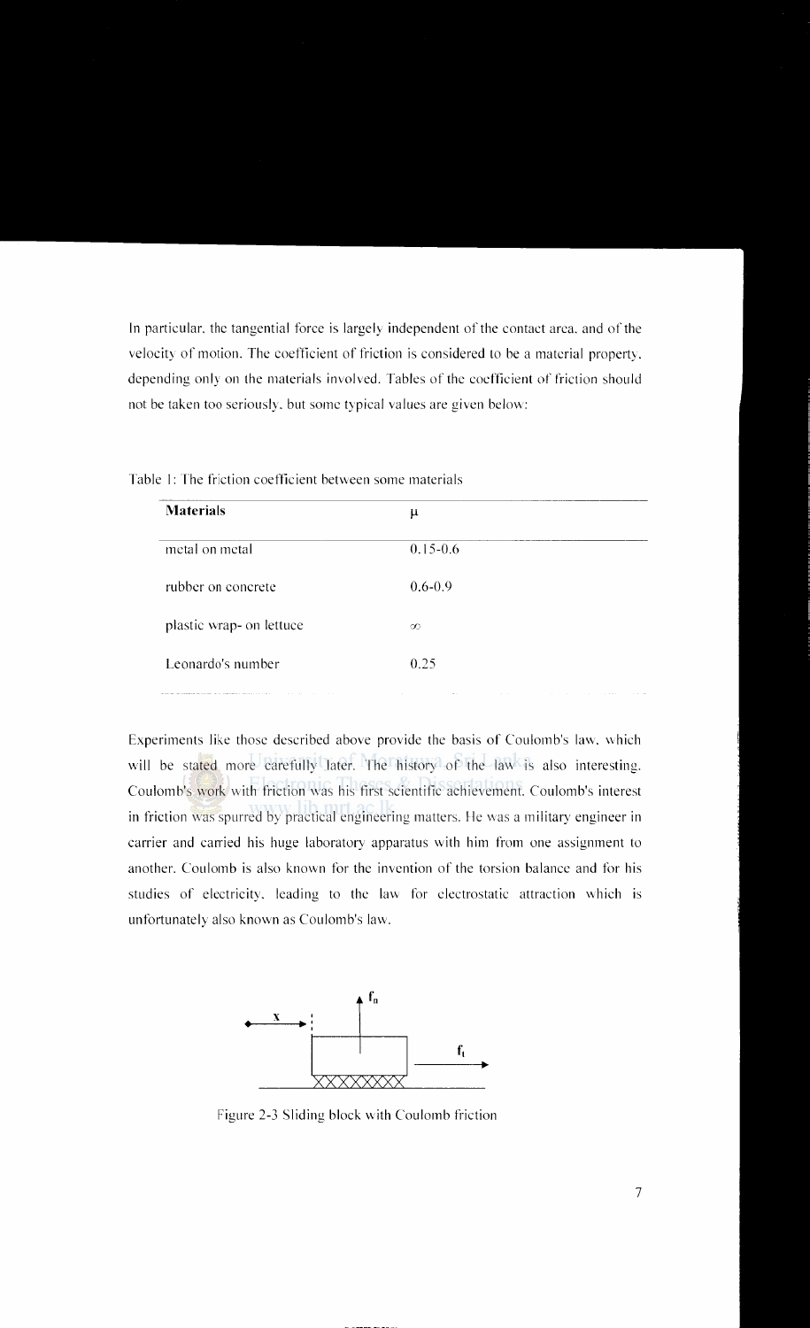In particular, the tangential force is largely independent of the contact area, and of the velocity of motion. The coefficient of friction is considered to be a material property, depending only on the materials involved. Tables of the coefficient of friction should not be taken too seriously, but some typical values are given below:

Table 1: The friction coefficient between some materials

| Materials | $\mu$ |
|---|---|
| metal on metal | 0.15-0.6 |
| rubber on concrete | 0.6-0.9 |
| plastic wrap- on lettuce | $\infty$ |
| Leonardo's number | 0.25 |

Experiments like those described above provide the basis of Coulomb's law, which will be stated more carefully later. The history of the law is also interesting. Coulomb's work with friction was his first scientific achievement. Coulomb's interest in friction was spurred by practical engineering matters. He was a military engineer in carrier and carried his huge laboratory apparatus with him from one assignment to another. Coulomb is also known for the invention of the torsion balance and for his studies of electricity, leading to the law for electrostatic attraction which is unfortunately also known as Coulomb's law.

Figure 2-3 Sliding block with Coulomb friction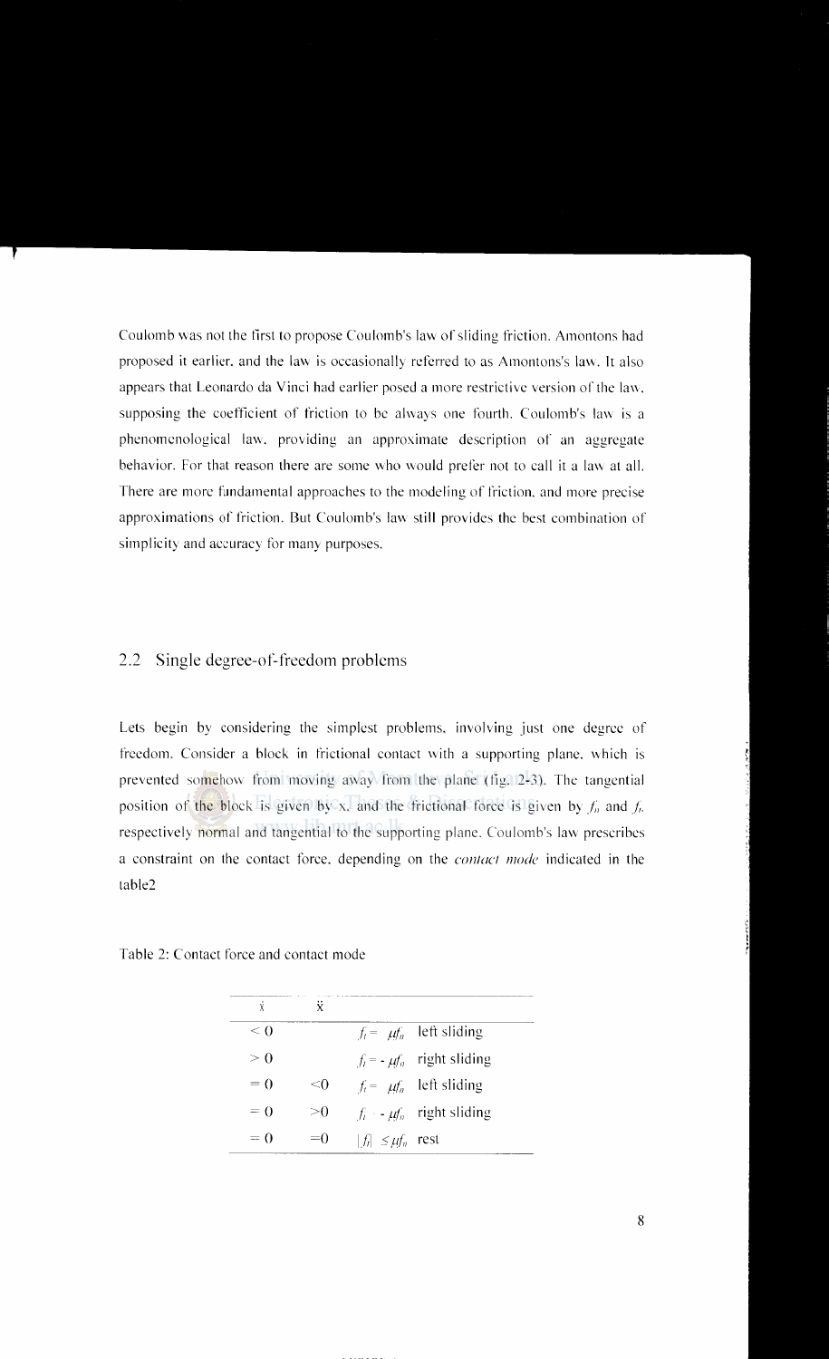Coulomb was not the first to propose Coulomb's law of sliding friction. Amontons had proposed it earlier, and the law is occasionally referred to as Amontons's law. It also appears that Leonardo da Vinci had earlier posed a more restrictive version of the law, supposing the coefficient of friction to be always one fourth. Coulomb's law is a phenomenological law, providing an approximate description of an aggregate behavior. For that reason there are some who would prefer not to call it a law at all. There are more fundamental approaches to the modeling of friction, and more precise approximations of friction. But Coulomb's law still provides the best combination of simplicity and accuracy for many purposes.

## 2.2 Single degree-of-freedom problems

Lets begin by considering the simplest problems, involving just one degree of freedom. Consider a block in frictional contact with a supporting plane, which is prevented somehow from moving away from the plane (fig. 2-3). The tangential position of the block is given by x, and the frictional force is given by $f_n$ and $f_t$ respectively normal and tangential to the supporting plane. Coulomb's law prescribes a constraint on the contact force, depending on the *contact mode* indicated in the table2

Table 2: Contact force and contact mode

| $\dot{x}$ | $\ddot{x}$ | | |
|---|---|---|---|
| $< 0$ | | $f_t = \mu f_n$ | left sliding |
| $> 0$ | | $f_t = -\mu f_n$ | right sliding |
| $= 0$ | $<0$ | $f_t = \mu f_n$ | left sliding |
| $= 0$ | $>0$ | $f_t = -\mu f_n$ | right sliding |
| $= 0$ | $=0$ | $\lvert f_t \rvert \leq \mu f_n$ | rest |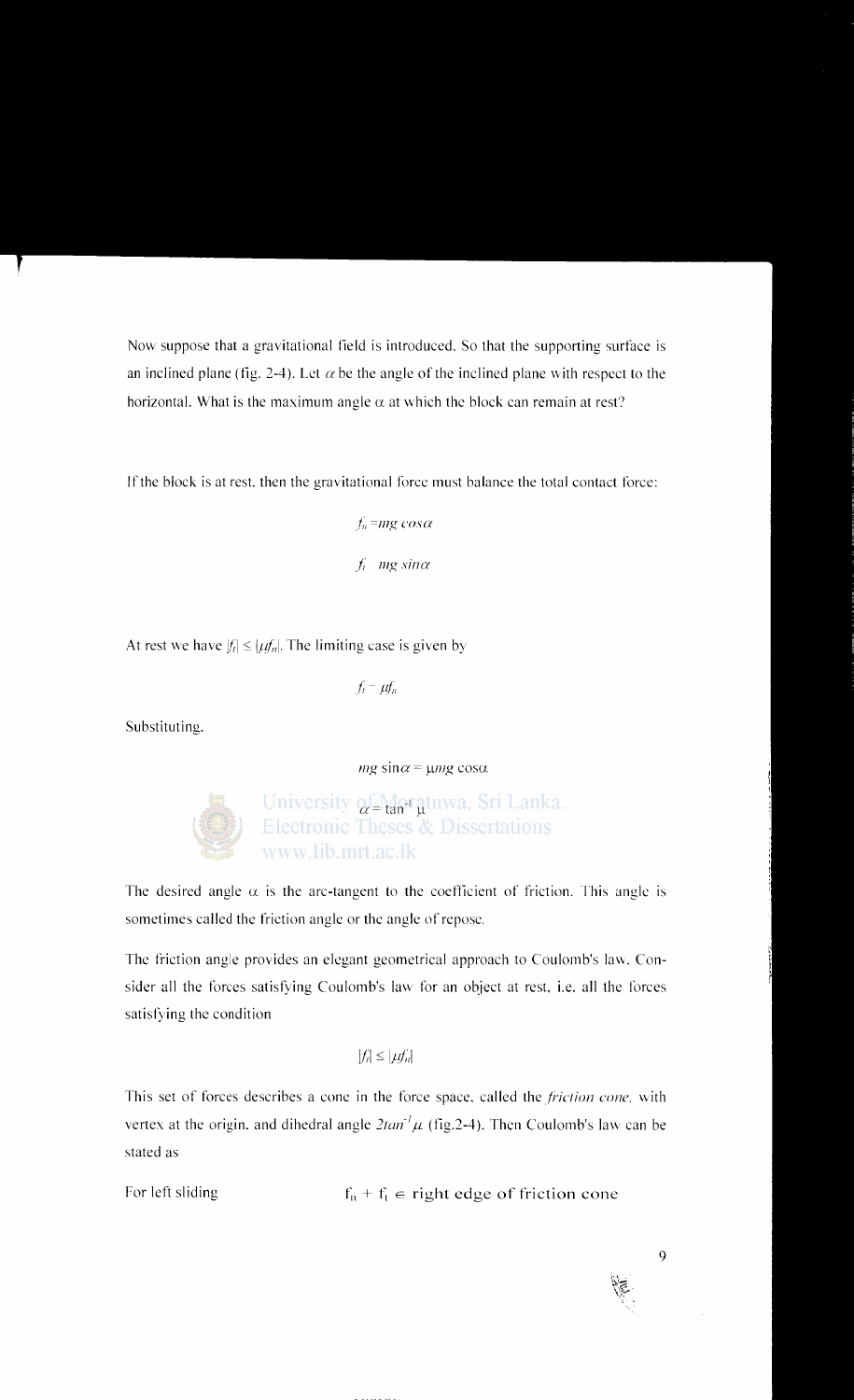Now suppose that a gravitational field is introduced. So that the supporting surface is an inclined plane (fig. 2-4). Let $\alpha$ be the angle of the inclined plane with respect to the horizontal. What is the maximum angle $\alpha$ at which the block can remain at rest?

If the block is at rest, then the gravitational force must balance the total contact force:

$$f_n = mg\cos\alpha$$

$$f_t \quad mg\sin\alpha$$

At rest we have $|f_t| \leq |\mu f_n|$. The limiting case is given by

$$f_t = \mu f_n$$

Substituting,

$$mg\sin\alpha = \mu mg\cos\alpha$$

$$\alpha = \tan^{-1}\mu$$

The desired angle $\alpha$ is the arc-tangent to the coefficient of friction. This angle is sometimes called the friction angle or the angle of repose.

The friction angle provides an elegant geometrical approach to Coulomb's law. Consider all the forces satisfying Coulomb's law for an object at rest, i.e. all the forces satisfying the condition

$$|f_t| \leq |\mu f_n|$$

This set of forces describes a cone in the force space, called the *friction cone*, with vertex at the origin, and dihedral angle $2\tan^{-1}\mu$ (fig.2-4). Then Coulomb's law can be stated as

For left sliding $\qquad f_n + f_t \in$ right edge of friction cone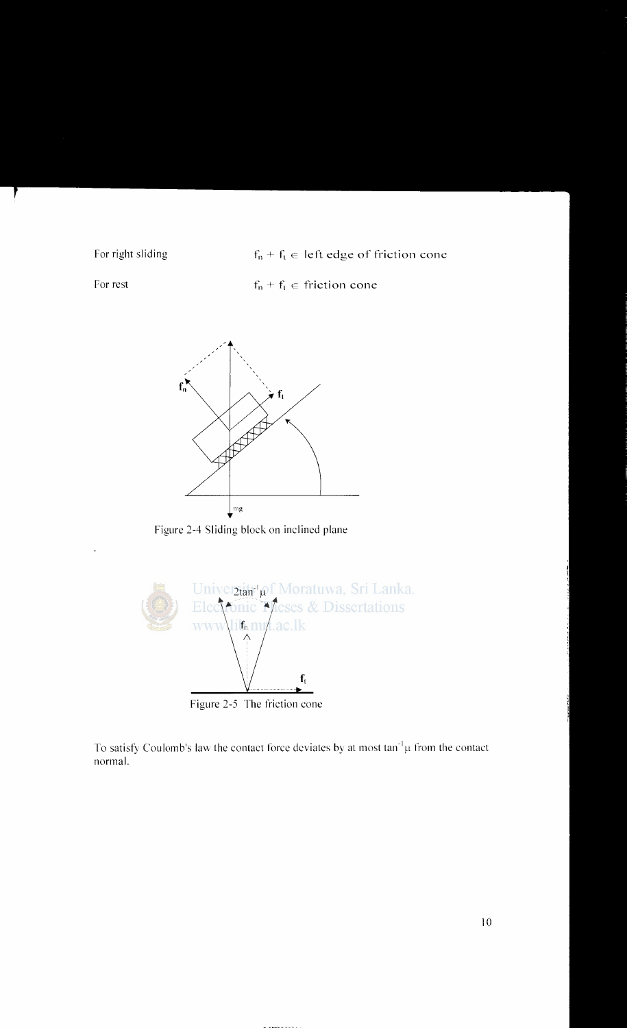For right sliding $\quad f_n + f_t \in$ left edge of friction cone

For rest $\quad f_n + f_t \in$ friction cone

Figure 2-4 Sliding block on inclined plane

Figure 2-5 The friction cone

To satisfy Coulomb's law the contact force deviates by at most $\tan^{-1}\mu$ from the contact normal.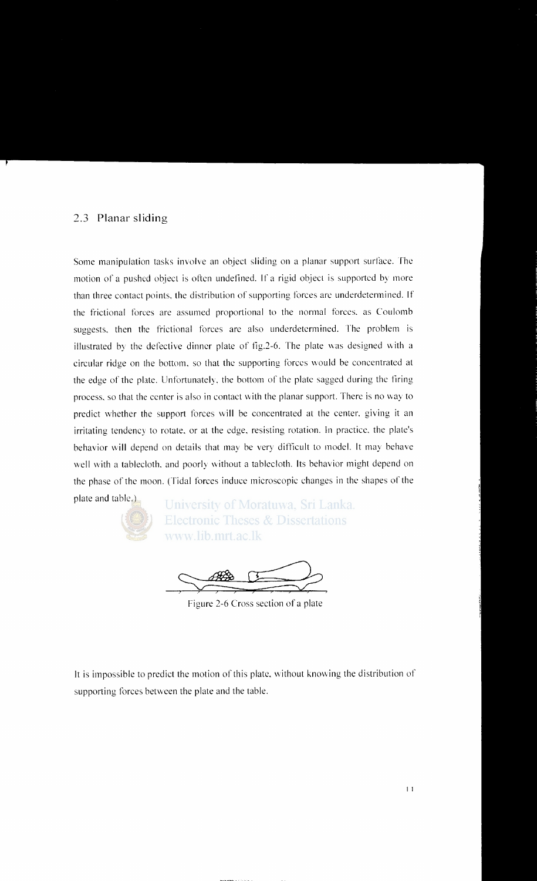## 2.3 Planar sliding

Some manipulation tasks involve an object sliding on a planar support surface. The motion of a pushed object is often undefined. If a rigid object is supported by more than three contact points, the distribution of supporting forces are underdetermined. If the frictional forces are assumed proportional to the normal forces, as Coulomb suggests, then the frictional forces are also underdetermined. The problem is illustrated by the defective dinner plate of fig.2-6. The plate was designed with a circular ridge on the bottom, so that the supporting forces would be concentrated at the edge of the plate. Unfortunately, the bottom of the plate sagged during the firing process, so that the center is also in contact with the planar support. There is no way to predict whether the support forces will be concentrated at the center, giving it an irritating tendency to rotate, or at the edge, resisting rotation. In practice, the plate's behavior will depend on details that may be very difficult to model. It may behave well with a tablecloth, and poorly without a tablecloth. Its behavior might depend on the phase of the moon. (Tidal forces induce microscopic changes in the shapes of the plate and table.)

Figure 2-6 Cross section of a plate

It is impossible to predict the motion of this plate, without knowing the distribution of supporting forces between the plate and the table.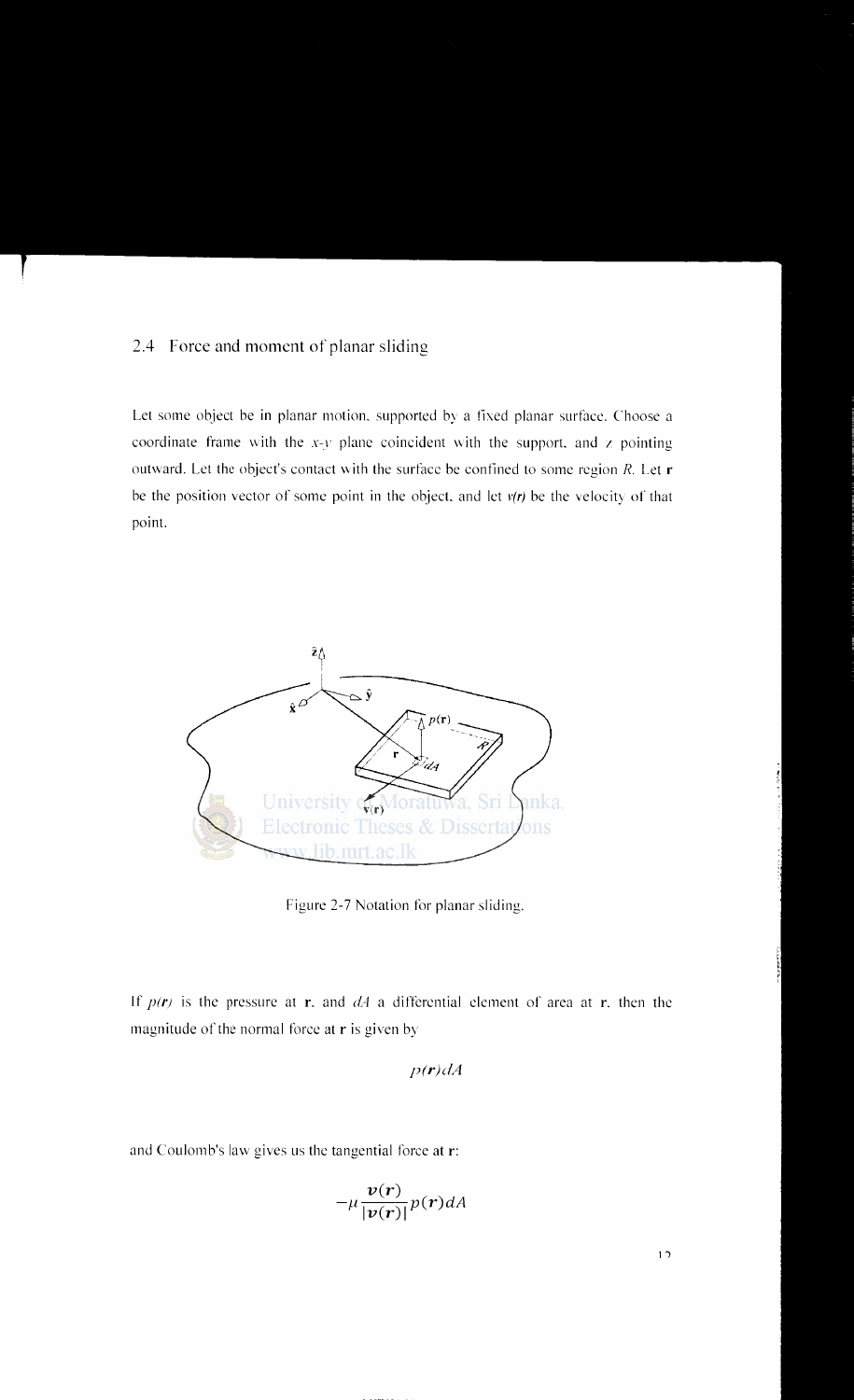## 2.4 Force and moment of planar sliding

Let some object be in planar motion, supported by a fixed planar surface. Choose a coordinate frame with the $x$-$y$ plane coincident with the support, and $z$ pointing outward. Let the object's contact with the surface be confined to some region $R$. Let $\mathbf{r}$ be the position vector of some point in the object, and let $v(r)$ be the velocity of that point.

Figure 2-7 Notation for planar sliding.

If $p(r)$ is the pressure at $\mathbf{r}$, and $dA$ a differential element of area at $\mathbf{r}$, then the magnitude of the normal force at $\mathbf{r}$ is given by

$$p(\boldsymbol{r})dA$$

and Coulomb's law gives us the tangential force at $\mathbf{r}$:

$$-\mu \frac{\boldsymbol{v}(\boldsymbol{r})}{|\boldsymbol{v}(\boldsymbol{r})|} p(\boldsymbol{r})dA$$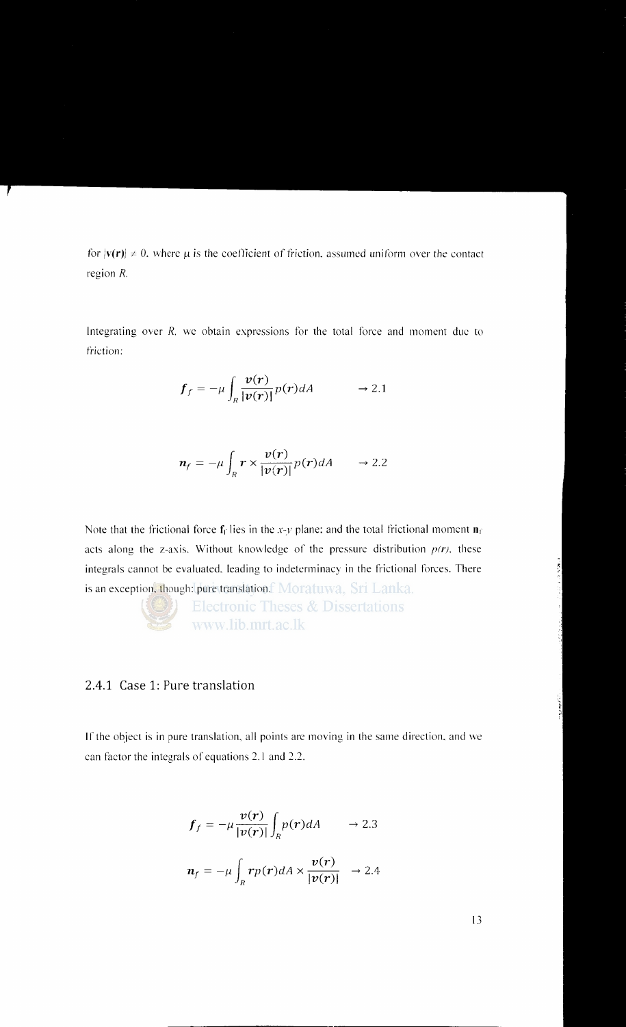for $|\mathbf{v(r)}| \neq 0$. where $\mu$ is the coefficient of friction, assumed uniform over the contact region $R$.

Integrating over $R$. we obtain expressions for the total force and moment due to friction:

$$\boldsymbol{f}_f = -\mu \int_R \frac{\boldsymbol{v}(\boldsymbol{r})}{|\boldsymbol{v}(\boldsymbol{r})|} p(\boldsymbol{r}) dA \qquad \rightarrow 2.1$$

$$\boldsymbol{n}_f = -\mu \int_R \boldsymbol{r} \times \frac{\boldsymbol{v}(\boldsymbol{r})}{|\boldsymbol{v}(\boldsymbol{r})|} p(\boldsymbol{r}) dA \qquad \rightarrow 2.2$$

Note that the frictional force $\mathbf{f}_f$ lies in the $x$-$y$ plane; and the total frictional moment $\mathbf{n}_f$ acts along the z-axis. Without knowledge of the pressure distribution $p(r)$, these integrals cannot be evaluated, leading to indeterminacy in the frictional forces. There is an exception, though: pure translation.

### 2.4.1 Case 1: Pure translation

If the object is in pure translation, all points are moving in the same direction, and we can factor the integrals of equations 2.1 and 2.2.

$$\boldsymbol{f}_f = -\mu \frac{\boldsymbol{v}(\boldsymbol{r})}{|\boldsymbol{v}(\boldsymbol{r})|} \int_R p(\boldsymbol{r}) dA \qquad \rightarrow 2.3$$

$$\boldsymbol{n}_f = -\mu \int_R \boldsymbol{r} p(\boldsymbol{r}) dA \times \frac{\boldsymbol{v}(\boldsymbol{r})}{|\boldsymbol{v}(\boldsymbol{r})|} \quad \rightarrow 2.4$$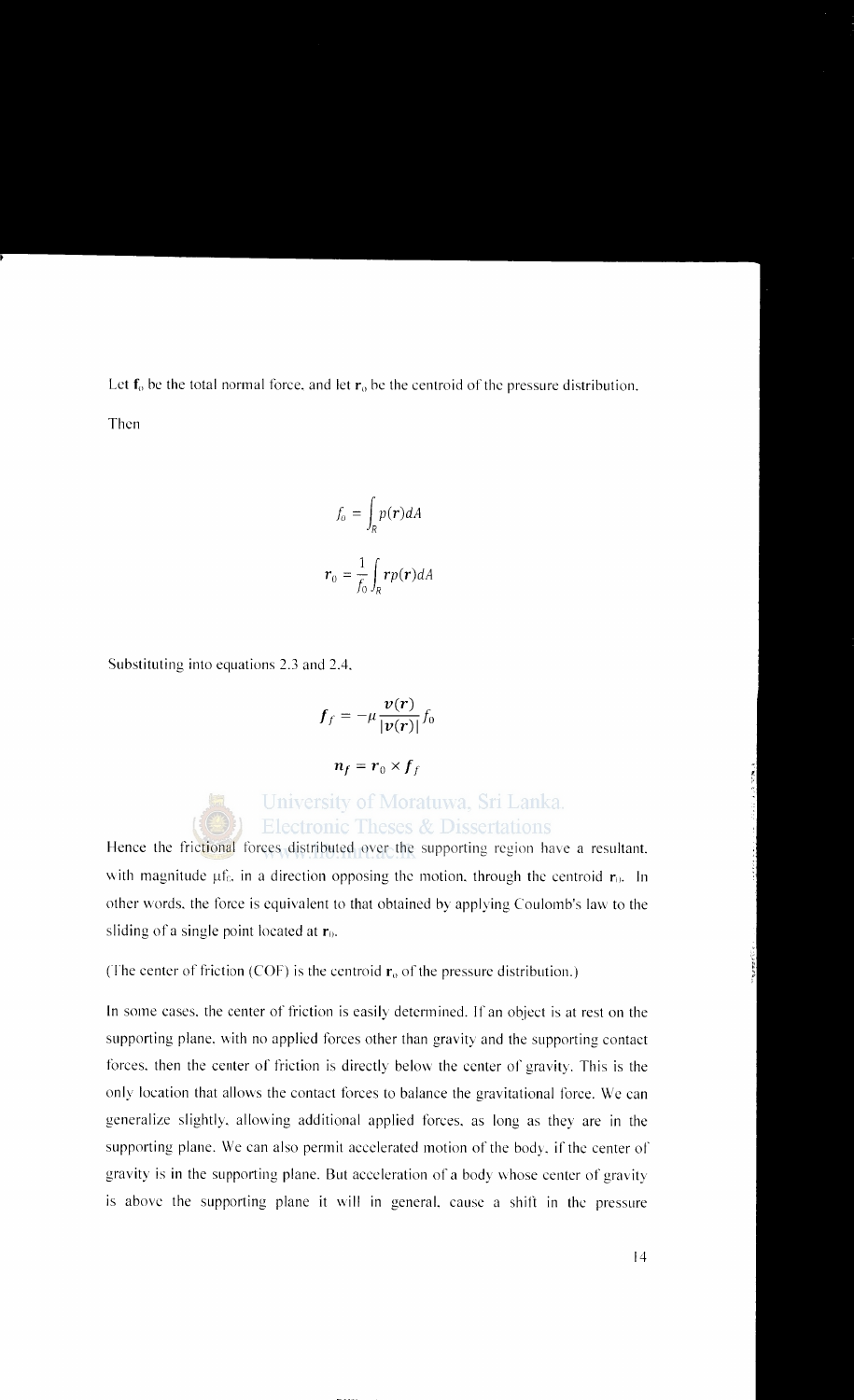Let $\mathbf{f}_0$ be the total normal force, and let $\mathbf{r}_0$ be the centroid of the pressure distribution.

Then

$$f_0 = \int_R p(\mathbf{r})dA$$

$$\mathbf{r}_0 = \frac{1}{f_0}\int_R \mathbf{r}p(\mathbf{r})dA$$

Substituting into equations 2.3 and 2.4,

$$\boldsymbol{f}_f = -\mu \frac{\boldsymbol{v}(\boldsymbol{r})}{|\boldsymbol{v}(\boldsymbol{r})|} f_0$$

$$\boldsymbol{n}_f = \boldsymbol{r}_0 \times \boldsymbol{f}_f$$

Hence the frictional forces distributed over the supporting region have a resultant, with magnitude $\mu f_0$, in a direction opposing the motion, through the centroid $\mathbf{r}_0$. In other words, the force is equivalent to that obtained by applying Coulomb's law to the sliding of a single point located at $\mathbf{r}_0$.

(The center of friction (COF) is the centroid $\mathbf{r}_0$ of the pressure distribution.)

In some cases, the center of friction is easily determined. If an object is at rest on the supporting plane, with no applied forces other than gravity and the supporting contact forces, then the center of friction is directly below the center of gravity. This is the only location that allows the contact forces to balance the gravitational force. We can generalize slightly, allowing additional applied forces, as long as they are in the supporting plane. We can also permit accelerated motion of the body, if the center of gravity is in the supporting plane. But acceleration of a body whose center of gravity is above the supporting plane it will in general, cause a shift in the pressure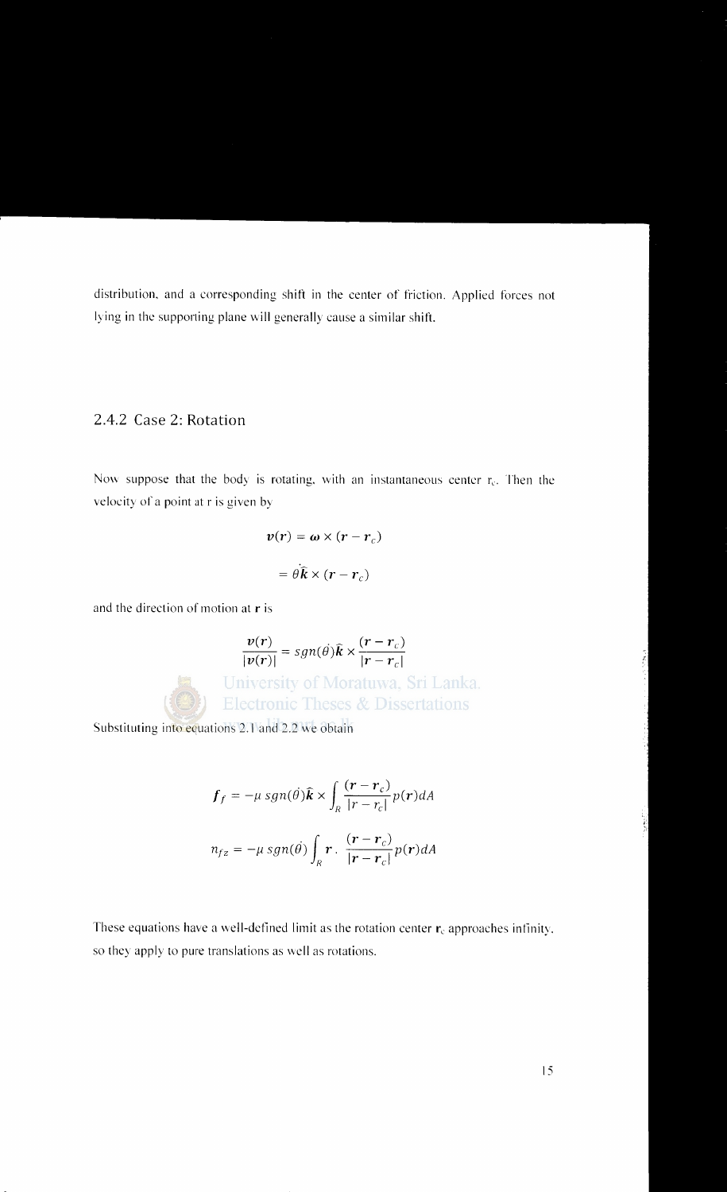distribution, and a corresponding shift in the center of friction. Applied forces not lying in the supporting plane will generally cause a similar shift.

### 2.4.2 Case 2: Rotation

Now suppose that the body is rotating, with an instantaneous center $r_c$. Then the velocity of a point at r is given by

$$\boldsymbol{v}(\boldsymbol{r}) = \boldsymbol{\omega} \times (\boldsymbol{r} - \boldsymbol{r}_c)$$

$$= \dot{\theta}\widehat{\boldsymbol{k}} \times (\boldsymbol{r} - \boldsymbol{r}_c)$$

and the direction of motion at **r** is

$$\frac{\boldsymbol{v}(\boldsymbol{r})}{|\boldsymbol{v}(\boldsymbol{r})|} = sgn(\dot{\theta})\widehat{\boldsymbol{k}} \times \frac{(\boldsymbol{r} - \boldsymbol{r}_c)}{|\boldsymbol{r} - \boldsymbol{r}_c|}$$

Substituting into equations 2.1 and 2.2 we obtain

$$\boldsymbol{f}_f = -\mu \, sgn(\dot{\theta})\widehat{\boldsymbol{k}} \times \int_R \frac{(\boldsymbol{r} - \boldsymbol{r}_c)}{|r - r_c|} p(\boldsymbol{r}) dA$$

$$n_{fz} = -\mu \, sgn(\dot{\theta}) \int_R \boldsymbol{r} \, . \, \frac{(\boldsymbol{r} - \boldsymbol{r}_c)}{|\boldsymbol{r} - \boldsymbol{r}_c|} p(\boldsymbol{r}) dA$$

These equations have a well-defined limit as the rotation center $\mathbf{r}_c$ approaches infinity, so they apply to pure translations as well as rotations.